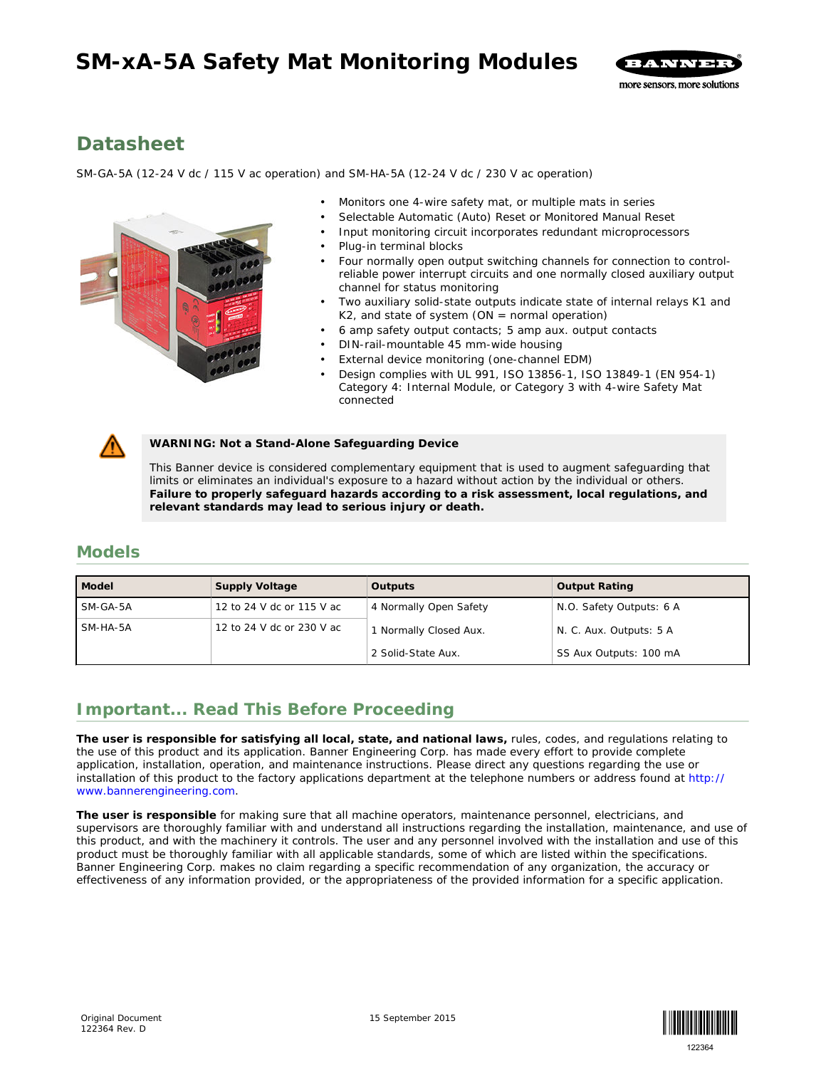# SM-xA-5A Safety Mat Monitoring Modules

## Datasheet

SM-GA-5A (12-24 V dc / 115 V ac operation) and SM-HA-5A (12-24 V dc / 230 V ac operation)

- Monitors one 4-wire safety mat, or multiple mats in series
- Selectable Automatic (Auto) Reset or Monitored Manual Reset
- Input monitoring circuit incorporates redundant microprocessors
- Plug-in terminal blocks
- Four normally open output switching channels for connection to control-reliable power interrupt circuits and one normally closed auxiliary output channel for status monitoring
- Two auxiliary solid-state outputs indicate state of internal relays K1 and K2, and state of system (ON = normal operation)
- 6 amp safety output contacts; 5 amp aux. output contacts
- DIN-rail-mountable 45 mm-wide housing
- External device monitoring (one-channel EDM)
- Design complies with UL 991, ISO 13856-1, ISO 13849-1 (EN 954-1) Category 4: Internal Module, or Category 3 with 4-wire Safety Mat connected

**WARNING: Not a Stand-Alone Safeguarding Device**

This Banner device is considered complementary equipment that is used to augment safeguarding that limits or eliminates an individual's exposure to a hazard without action by the individual or others. **Failure to properly safeguard hazards according to a risk assessment, local regulations, and relevant standards may lead to serious injury or death.**

## Models

| Model | Supply Voltage | Outputs | Output Rating |
|---|---|---|---|
| SM-GA-5A | 12 to 24 V dc or 115 V ac | 4 Normally Open Safety | N.O. Safety Outputs: 6 A |
| SM-HA-5A | 12 to 24 V dc or 230 V ac | 1 Normally Closed Aux. | N. C. Aux. Outputs: 5 A |
| | | 2 Solid-State Aux. | SS Aux Outputs: 100 mA |

## Important... Read This Before Proceeding

**The user is responsible for satisfying all local, state, and national laws,** rules, codes, and regulations relating to the use of this product and its application. Banner Engineering Corp. has made every effort to provide complete application, installation, operation, and maintenance instructions. Please direct any questions regarding the use or installation of this product to the factory applications department at the telephone numbers or address found at http://www.bannerengineering.com.

**The user is responsible** for making sure that all machine operators, maintenance personnel, electricians, and supervisors are thoroughly familiar with and understand all instructions regarding the installation, maintenance, and use of this product, and with the machinery it controls. The user and any personnel involved with the installation and use of this product must be thoroughly familiar with all applicable standards, some of which are listed within the specifications. Banner Engineering Corp. makes no claim regarding a specific recommendation of any organization, the accuracy or effectiveness of any information provided, or the appropriateness of the provided information for a specific application.

Original Document
122364 Rev. D

15 September 2015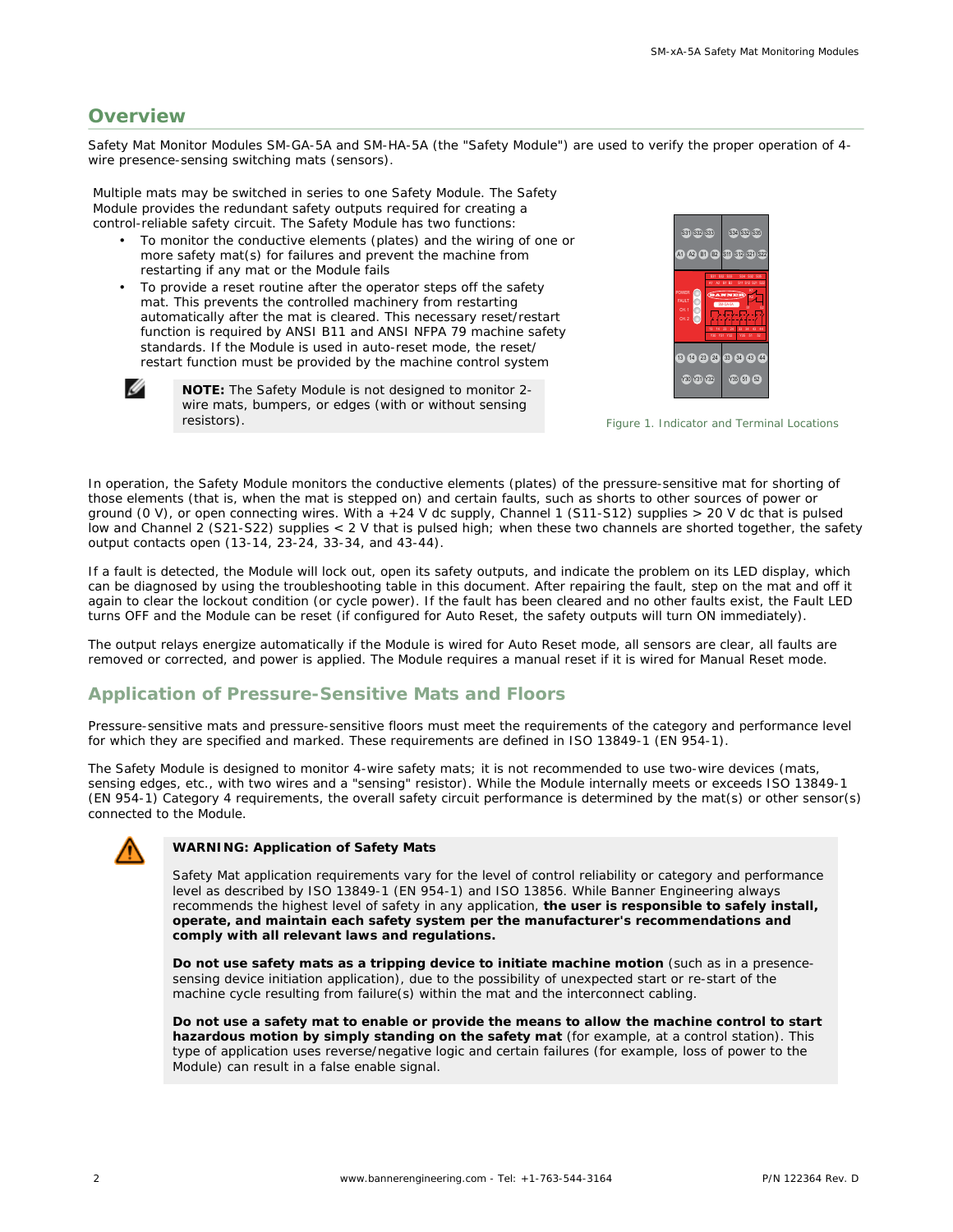## Overview

Safety Mat Monitor Modules SM-GA-5A and SM-HA-5A (the "Safety Module") are used to verify the proper operation of 4-wire presence-sensing switching mats (sensors).

Multiple mats may be switched in series to one Safety Module. The Safety Module provides the redundant safety outputs required for creating a control-reliable safety circuit. The Safety Module has two functions:

- To monitor the conductive elements (plates) and the wiring of one or more safety mat(s) for failures and prevent the machine from restarting if any mat or the Module fails
- To provide a reset routine after the operator steps off the safety mat. This prevents the controlled machinery from restarting automatically after the mat is cleared. This necessary reset/restart function is required by ANSI B11 and ANSI NFPA 79 machine safety standards. If the Module is used in auto-reset mode, the reset/restart function must be provided by the machine control system

**NOTE:** The Safety Module is not designed to monitor 2-wire mats, bumpers, or edges (with or without sensing resistors).

Figure 1. Indicator and Terminal Locations

In operation, the Safety Module monitors the conductive elements (plates) of the pressure-sensitive mat for shorting of those elements (that is, when the mat is stepped on) and certain faults, such as shorts to other sources of power or ground (0 V), or open connecting wires. With a +24 V dc supply, Channel 1 (S11-S12) supplies > 20 V dc that is pulsed low and Channel 2 (S21-S22) supplies < 2 V that is pulsed high; when these two channels are shorted together, the safety output contacts open (13-14, 23-24, 33-34, and 43-44).

If a fault is detected, the Module will lock out, open its safety outputs, and indicate the problem on its LED display, which can be diagnosed by using the troubleshooting table in this document. After repairing the fault, step on the mat and off it again to clear the lockout condition (or cycle power). If the fault has been cleared and no other faults exist, the Fault LED turns OFF and the Module can be reset (if configured for Auto Reset, the safety outputs will turn ON immediately).

The output relays energize automatically if the Module is wired for Auto Reset mode, all sensors are clear, all faults are removed or corrected, and power is applied. The Module requires a manual reset if it is wired for Manual Reset mode.

## Application of Pressure-Sensitive Mats and Floors

Pressure-sensitive mats and pressure-sensitive floors must meet the requirements of the category and performance level for which they are specified and marked. These requirements are defined in ISO 13849-1 (EN 954-1).

The Safety Module is designed to monitor 4-wire safety mats; it is not recommended to use two-wire devices (mats, sensing edges, etc., with two wires and a "sensing" resistor). While the Module internally meets or exceeds ISO 13849-1 (EN 954-1) Category 4 requirements, the overall safety circuit performance is determined by the mat(s) or other sensor(s) connected to the Module.

**WARNING: Application of Safety Mats**

Safety Mat application requirements vary for the level of control reliability or category and performance level as described by ISO 13849-1 (EN 954-1) and ISO 13856. While Banner Engineering always recommends the highest level of safety in any application, **the user is responsible to safely install, operate, and maintain each safety system per the manufacturer's recommendations and comply with all relevant laws and regulations.**

**Do not use safety mats as a tripping device to initiate machine motion** (such as in a presence-sensing device initiation application), due to the possibility of unexpected start or re-start of the machine cycle resulting from failure(s) within the mat and the interconnect cabling.

**Do not use a safety mat to enable or provide the means to allow the machine control to start hazardous motion by simply standing on the safety mat** (for example, at a control station). This type of application uses reverse/negative logic and certain failures (for example, loss of power to the Module) can result in a false enable signal.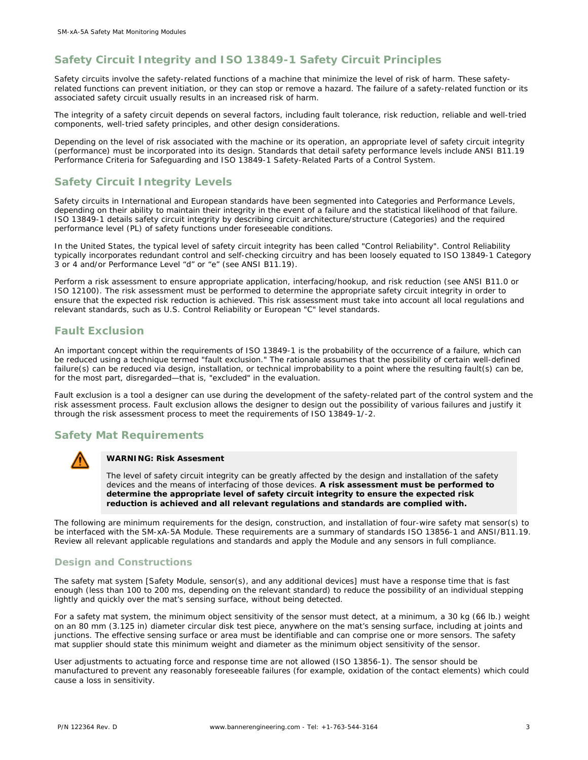## Safety Circuit Integrity and ISO 13849-1 Safety Circuit Principles

Safety circuits involve the safety-related functions of a machine that minimize the level of risk of harm. These safety-related functions can prevent initiation, or they can stop or remove a hazard. The failure of a safety-related function or its associated safety circuit usually results in an increased risk of harm.

The integrity of a safety circuit depends on several factors, including fault tolerance, risk reduction, reliable and well-tried components, well-tried safety principles, and other design considerations.

Depending on the level of risk associated with the machine or its operation, an appropriate level of safety circuit integrity (performance) must be incorporated into its design. Standards that detail safety performance levels include ANSI B11.19 Performance Criteria for Safeguarding and ISO 13849-1 Safety-Related Parts of a Control System.

## Safety Circuit Integrity Levels

Safety circuits in International and European standards have been segmented into Categories and Performance Levels, depending on their ability to maintain their integrity in the event of a failure and the statistical likelihood of that failure. ISO 13849-1 details safety circuit integrity by describing circuit architecture/structure (Categories) and the required performance level (PL) of safety functions under foreseeable conditions.

In the United States, the typical level of safety circuit integrity has been called "Control Reliability". Control Reliability typically incorporates redundant control and self-checking circuitry and has been loosely equated to ISO 13849-1 Category 3 or 4 and/or Performance Level “d” or “e” (see ANSI B11.19).

Perform a risk assessment to ensure appropriate application, interfacing/hookup, and risk reduction (see ANSI B11.0 or ISO 12100). The risk assessment must be performed to determine the appropriate safety circuit integrity in order to ensure that the expected risk reduction is achieved. This risk assessment must take into account all local regulations and relevant standards, such as U.S. Control Reliability or European "C" level standards.

## Fault Exclusion

An important concept within the requirements of ISO 13849-1 is the probability of the occurrence of a failure, which can be reduced using a technique termed "fault exclusion." The rationale assumes that the possibility of certain well-defined failure(s) can be reduced via design, installation, or technical improbability to a point where the resulting fault(s) can be, for the most part, disregarded—that is, "excluded" in the evaluation.

Fault exclusion is a tool a designer can use during the development of the safety-related part of the control system and the risk assessment process. Fault exclusion allows the designer to design out the possibility of various failures and justify it through the risk assessment process to meet the requirements of ISO 13849-1/-2.

## Safety Mat Requirements

> **WARNING: Risk Assesment**
>
> The level of safety circuit integrity can be greatly affected by the design and installation of the safety devices and the means of interfacing of those devices. **A risk assessment must be performed to determine the appropriate level of safety circuit integrity to ensure the expected risk reduction is achieved and all relevant regulations and standards are complied with.**

The following are minimum requirements for the design, construction, and installation of four-wire safety mat sensor(s) to be interfaced with the SM-xA-5A Module. These requirements are a summary of standards ISO 13856-1 and ANSI/B11.19. Review all relevant applicable regulations and standards and apply the Module and any sensors in full compliance.

### Design and Constructions

The safety mat system [Safety Module, sensor(s), and any additional devices] must have a response time that is fast enough (less than 100 to 200 ms, depending on the relevant standard) to reduce the possibility of an individual stepping lightly and quickly over the mat’s sensing surface, without being detected.

For a safety mat system, the minimum object sensitivity of the sensor must detect, at a minimum, a 30 kg (66 lb.) weight on an 80 mm (3.125 in) diameter circular disk test piece, anywhere on the mat’s sensing surface, including at joints and junctions. The effective sensing surface or area must be identifiable and can comprise one or more sensors. The safety mat supplier should state this minimum weight and diameter as the minimum object sensitivity of the sensor.

User adjustments to actuating force and response time are not allowed (ISO 13856-1). The sensor should be manufactured to prevent any reasonably foreseeable failures (for example, oxidation of the contact elements) which could cause a loss in sensitivity.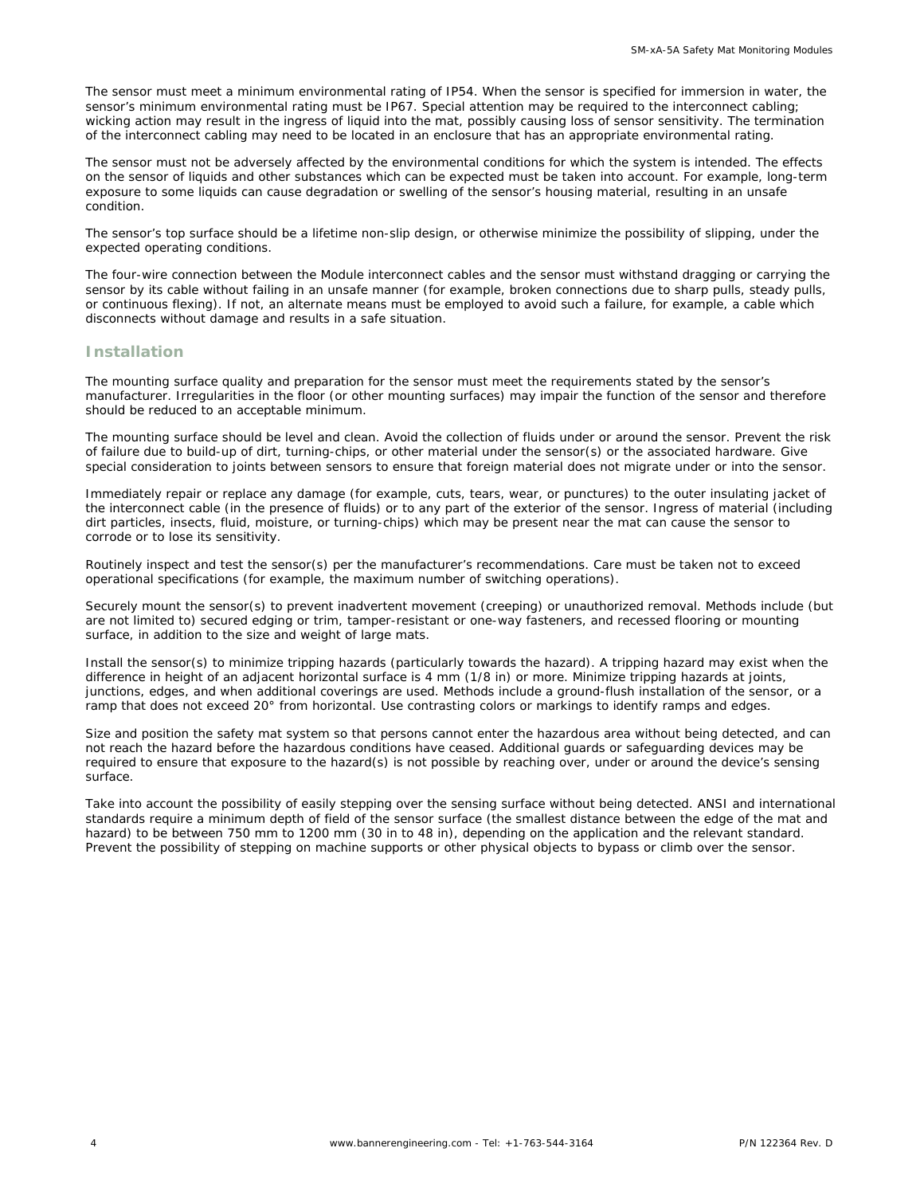The sensor must meet a minimum environmental rating of IP54. When the sensor is specified for immersion in water, the sensor's minimum environmental rating must be IP67. Special attention may be required to the interconnect cabling; wicking action may result in the ingress of liquid into the mat, possibly causing loss of sensor sensitivity. The termination of the interconnect cabling may need to be located in an enclosure that has an appropriate environmental rating.

The sensor must not be adversely affected by the environmental conditions for which the system is intended. The effects on the sensor of liquids and other substances which can be expected must be taken into account. For example, long-term exposure to some liquids can cause degradation or swelling of the sensor's housing material, resulting in an unsafe condition.

The sensor's top surface should be a lifetime non-slip design, or otherwise minimize the possibility of slipping, under the expected operating conditions.

The four-wire connection between the Module interconnect cables and the sensor must withstand dragging or carrying the sensor by its cable without failing in an unsafe manner (for example, broken connections due to sharp pulls, steady pulls, or continuous flexing). If not, an alternate means must be employed to avoid such a failure, for example, a cable which disconnects without damage and results in a safe situation.

## Installation

The mounting surface quality and preparation for the sensor must meet the requirements stated by the sensor's manufacturer. Irregularities in the floor (or other mounting surfaces) may impair the function of the sensor and therefore should be reduced to an acceptable minimum.

The mounting surface should be level and clean. Avoid the collection of fluids under or around the sensor. Prevent the risk of failure due to build-up of dirt, turning-chips, or other material under the sensor(s) or the associated hardware. Give special consideration to joints between sensors to ensure that foreign material does not migrate under or into the sensor.

Immediately repair or replace any damage (for example, cuts, tears, wear, or punctures) to the outer insulating jacket of the interconnect cable (in the presence of fluids) or to any part of the exterior of the sensor. Ingress of material (including dirt particles, insects, fluid, moisture, or turning-chips) which may be present near the mat can cause the sensor to corrode or to lose its sensitivity.

Routinely inspect and test the sensor(s) per the manufacturer's recommendations. Care must be taken not to exceed operational specifications (for example, the maximum number of switching operations).

Securely mount the sensor(s) to prevent inadvertent movement (creeping) or unauthorized removal. Methods include (but are not limited to) secured edging or trim, tamper-resistant or one-way fasteners, and recessed flooring or mounting surface, in addition to the size and weight of large mats.

Install the sensor(s) to minimize tripping hazards (particularly towards the hazard). A tripping hazard may exist when the difference in height of an adjacent horizontal surface is 4 mm (1/8 in) or more. Minimize tripping hazards at joints, junctions, edges, and when additional coverings are used. Methods include a ground-flush installation of the sensor, or a ramp that does not exceed 20° from horizontal. Use contrasting colors or markings to identify ramps and edges.

Size and position the safety mat system so that persons cannot enter the hazardous area without being detected, and can not reach the hazard before the hazardous conditions have ceased. Additional guards or safeguarding devices may be required to ensure that exposure to the hazard(s) is not possible by reaching over, under or around the device's sensing surface.

Take into account the possibility of easily stepping over the sensing surface without being detected. ANSI and international standards require a minimum depth of field of the sensor surface (the smallest distance between the edge of the mat and hazard) to be between 750 mm to 1200 mm (30 in to 48 in), depending on the application and the relevant standard. Prevent the possibility of stepping on machine supports or other physical objects to bypass or climb over the sensor.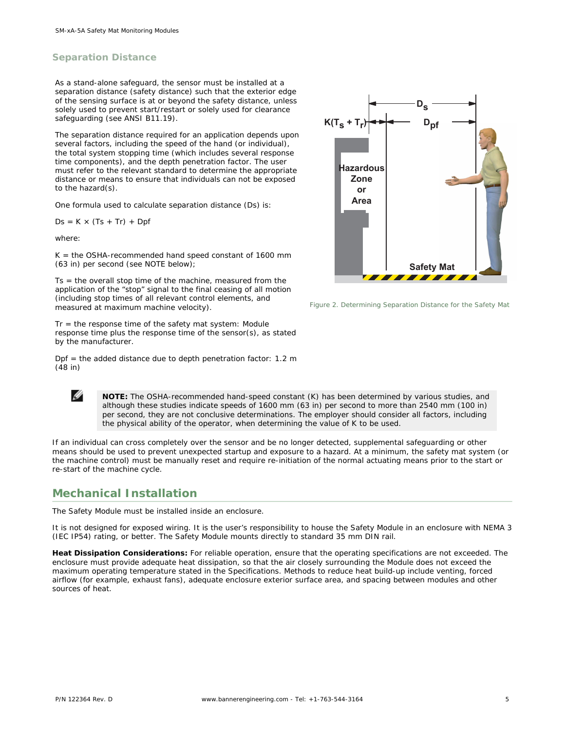## Separation Distance

As a stand-alone safeguard, the sensor must be installed at a separation distance (safety distance) such that the exterior edge of the sensing surface is at or beyond the safety distance, unless solely used to prevent start/restart or solely used for clearance safeguarding (see ANSI B11.19).

The separation distance required for an application depends upon several factors, including the speed of the hand (or individual), the total system stopping time (which includes several response time components), and the depth penetration factor. The user must refer to the relevant standard to determine the appropriate distance or means to ensure that individuals can not be exposed to the hazard(s).

One formula used to calculate separation distance (Ds) is:

$Ds = K \times (Ts + Tr) + Dpf$

where:

K = the OSHA-recommended hand speed constant of 1600 mm (63 in) per second (see NOTE below);

Ts = the overall stop time of the machine, measured from the application of the "stop" signal to the final ceasing of all motion (including stop times of all relevant control elements, and measured at maximum machine velocity).

Tr = the response time of the safety mat system: Module response time plus the response time of the sensor(s), as stated by the manufacturer.

Dpf = the added distance due to depth penetration factor: 1.2 m (48 in)

Figure 2. Determining Separation Distance for the Safety Mat

**NOTE:** The OSHA-recommended hand-speed constant (K) has been determined by various studies, and although these studies indicate speeds of 1600 mm (63 in) per second to more than 2540 mm (100 in) per second, they are not conclusive determinations. The employer should consider all factors, including the physical ability of the operator, when determining the value of K to be used.

If an individual can cross completely over the sensor and be no longer detected, supplemental safeguarding or other means should be used to prevent unexpected startup and exposure to a hazard. At a minimum, the safety mat system (or the machine control) must be manually reset and require re-initiation of the normal actuating means prior to the start or re-start of the machine cycle.

## Mechanical Installation

The Safety Module must be installed inside an enclosure.

It is not designed for exposed wiring. It is the user's responsibility to house the Safety Module in an enclosure with NEMA 3 (IEC IP54) rating, or better. The Safety Module mounts directly to standard 35 mm DIN rail.

**Heat Dissipation Considerations:** For reliable operation, ensure that the operating specifications are not exceeded. The enclosure must provide adequate heat dissipation, so that the air closely surrounding the Module does not exceed the maximum operating temperature stated in the Specifications. Methods to reduce heat build-up include venting, forced airflow (for example, exhaust fans), adequate enclosure exterior surface area, and spacing between modules and other sources of heat.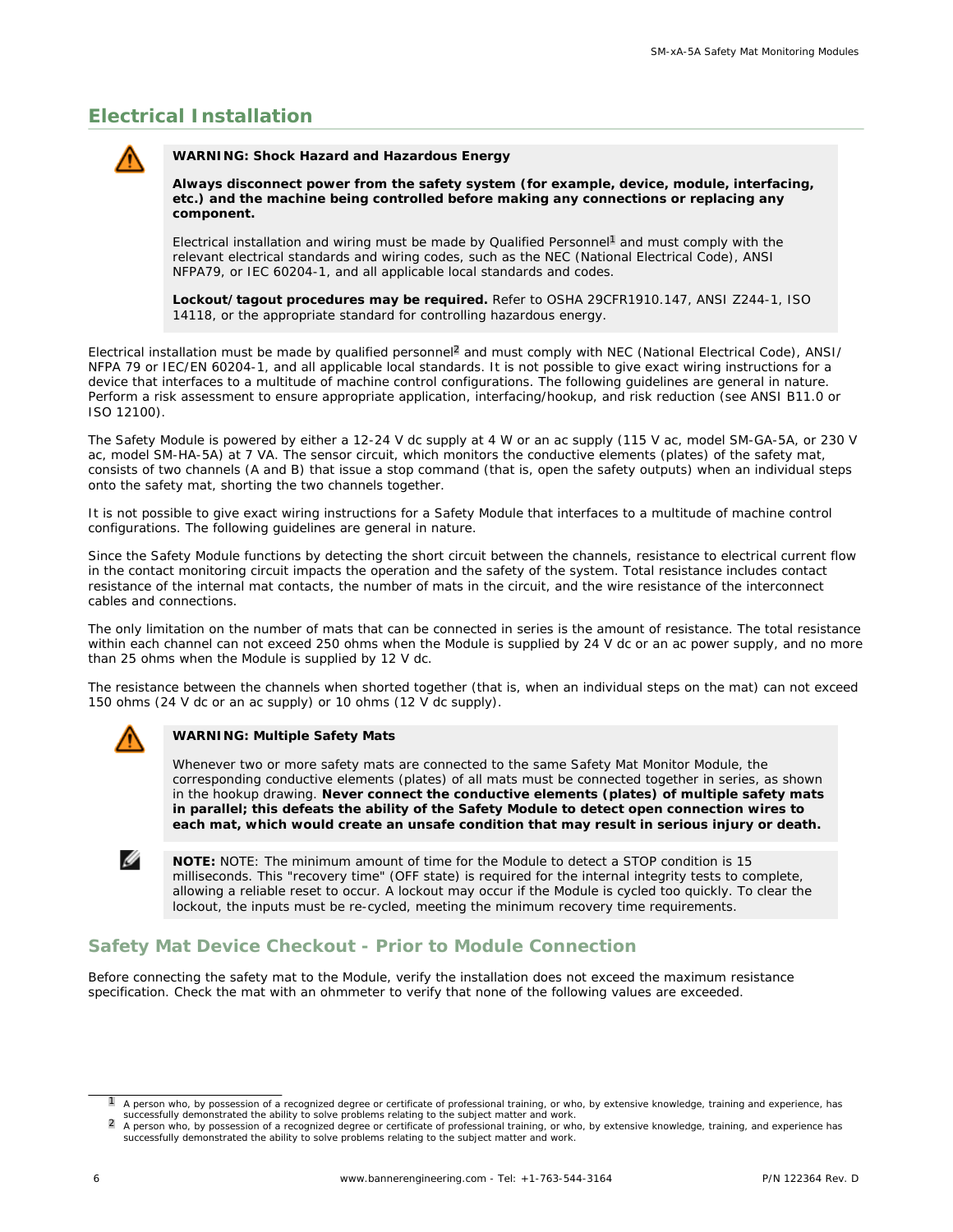## Electrical Installation

> **WARNING: Shock Hazard and Hazardous Energy**
>
> **Always disconnect power from the safety system (for example, device, module, interfacing, etc.) and the machine being controlled before making any connections or replacing any component.**
>
> Electrical installation and wiring must be made by Qualified Personnel[1] and must comply with the relevant electrical standards and wiring codes, such as the NEC (National Electrical Code), ANSI NFPA79, or IEC 60204-1, and all applicable local standards and codes.
>
> **Lockout/tagout procedures may be required.** Refer to OSHA 29CFR1910.147, ANSI Z244-1, ISO 14118, or the appropriate standard for controlling hazardous energy.

Electrical installation must be made by qualified personnel[2] and must comply with NEC (National Electrical Code), ANSI/NFPA 79 or IEC/EN 60204-1, and all applicable local standards. It is not possible to give exact wiring instructions for a device that interfaces to a multitude of machine control configurations. The following guidelines are general in nature. Perform a risk assessment to ensure appropriate application, interfacing/hookup, and risk reduction (see ANSI B11.0 or ISO 12100).

The Safety Module is powered by either a 12-24 V dc supply at 4 W or an ac supply (115 V ac, model SM-GA-5A, or 230 V ac, model SM-HA-5A) at 7 VA. The sensor circuit, which monitors the conductive elements (plates) of the safety mat, consists of two channels (A and B) that issue a stop command (that is, open the safety outputs) when an individual steps onto the safety mat, shorting the two channels together.

It is not possible to give exact wiring instructions for a Safety Module that interfaces to a multitude of machine control configurations. The following guidelines are general in nature.

Since the Safety Module functions by detecting the short circuit between the channels, resistance to electrical current flow in the contact monitoring circuit impacts the operation and the safety of the system. Total resistance includes contact resistance of the internal mat contacts, the number of mats in the circuit, and the wire resistance of the interconnect cables and connections.

The only limitation on the number of mats that can be connected in series is the amount of resistance. The total resistance within each channel can not exceed 250 ohms when the Module is supplied by 24 V dc or an ac power supply, and no more than 25 ohms when the Module is supplied by 12 V dc.

The resistance between the channels when shorted together (that is, when an individual steps on the mat) can not exceed 150 ohms (24 V dc or an ac supply) or 10 ohms (12 V dc supply).

> **WARNING: Multiple Safety Mats**
>
> Whenever two or more safety mats are connected to the same Safety Mat Monitor Module, the corresponding conductive elements (plates) of all mats must be connected together in series, as shown in the hookup drawing. **Never connect the conductive elements (plates) of multiple safety mats in parallel; this defeats the ability of the Safety Module to detect open connection wires to each mat, which would create an unsafe condition that may result in serious injury or death.**

> **NOTE:** NOTE: The minimum amount of time for the Module to detect a STOP condition is 15 milliseconds. This "recovery time" (OFF state) is required for the internal integrity tests to complete, allowing a reliable reset to occur. A lockout may occur if the Module is cycled too quickly. To clear the lockout, the inputs must be re-cycled, meeting the minimum recovery time requirements.

### Safety Mat Device Checkout - Prior to Module Connection

Before connecting the safety mat to the Module, verify the installation does not exceed the maximum resistance specification. Check the mat with an ohmmeter to verify that none of the following values are exceeded.

---

[1] A person who, by possession of a recognized degree or certificate of professional training, or who, by extensive knowledge, training and experience, has successfully demonstrated the ability to solve problems relating to the subject matter and work.

[2] A person who, by possession of a recognized degree or certificate of professional training, or who, by extensive knowledge, training, and experience has successfully demonstrated the ability to solve problems relating to the subject matter and work.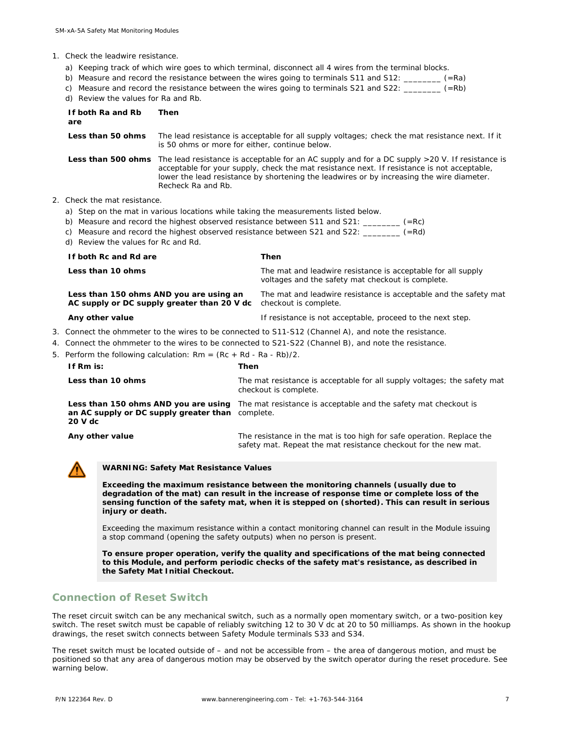1. Check the leadwire resistance.
   a) Keeping track of which wire goes to which terminal, disconnect all 4 wires from the terminal blocks.
   b) Measure and record the resistance between the wires going to terminals S11 and S12: ________ (=Ra)
   c) Measure and record the resistance between the wires going to terminals S21 and S22: ________ (=Rb)
   d) Review the values for Ra and Rb.

| If both Ra and Rb are | Then |
|---|---|
| **Less than 50 ohms** | The lead resistance is acceptable for all supply voltages; check the mat resistance next. If it is 50 ohms or more for either, continue below. |
| **Less than 500 ohms** | The lead resistance is acceptable for an AC supply and for a DC supply >20 V. If resistance is acceptable for your supply, check the mat resistance next. If resistance is not acceptable, lower the lead resistance by shortening the leadwires or by increasing the wire diameter. Recheck Ra and Rb. |

2. Check the mat resistance.
   a) Step on the mat in various locations while taking the measurements listed below.
   b) Measure and record the highest observed resistance between S11 and S21: ________ (=Rc)
   c) Measure and record the highest observed resistance between S21 and S22: ________ (=Rd)
   d) Review the values for Rc and Rd.

| If both Rc and Rd are | Then |
|---|---|
| **Less than 10 ohms** | The mat and leadwire resistance is acceptable for all supply voltages and the safety mat checkout is complete. |
| **Less than 150 ohms AND you are using an AC supply or DC supply greater than 20 V dc** | The mat and leadwire resistance is acceptable and the safety mat checkout is complete. |
| **Any other value** | If resistance is not acceptable, proceed to the next step. |

3. Connect the ohmmeter to the wires to be connected to S11-S12 (Channel A), and note the resistance.
4. Connect the ohmmeter to the wires to be connected to S21-S22 (Channel B), and note the resistance.
5. Perform the following calculation: Rm = (Rc + Rd - Ra - Rb)/2.

| If Rm is: | Then |
|---|---|
| **Less than 10 ohms** | The mat resistance is acceptable for all supply voltages; the safety mat checkout is complete. |
| **Less than 150 ohms AND you are using an AC supply or DC supply greater than 20 V dc** | The mat resistance is acceptable and the safety mat checkout is complete. |
| **Any other value** | The resistance in the mat is too high for safe operation. Replace the safety mat. Repeat the mat resistance checkout for the new mat. |

**WARNING: Safety Mat Resistance Values**

**Exceeding the maximum resistance between the monitoring channels (usually due to degradation of the mat) can result in the increase of response time or complete loss of the sensing function of the safety mat, when it is stepped on (shorted). This can result in serious injury or death.**

Exceeding the maximum resistance within a contact monitoring channel can result in the Module issuing a stop command (opening the safety outputs) when no person is present.

**To ensure proper operation, verify the quality and specifications of the mat being connected to this Module, and perform periodic checks of the safety mat's resistance, as described in the Safety Mat Initial Checkout.**

## Connection of Reset Switch

The reset circuit switch can be any mechanical switch, such as a normally open momentary switch, or a two-position key switch. The reset switch must be capable of reliably switching 12 to 30 V dc at 20 to 50 milliamps. As shown in the hookup drawings, the reset switch connects between Safety Module terminals S33 and S34.

The reset switch must be located outside of – and not be accessible from – the area of dangerous motion, and must be positioned so that any area of dangerous motion may be observed by the switch operator during the reset procedure. See warning below.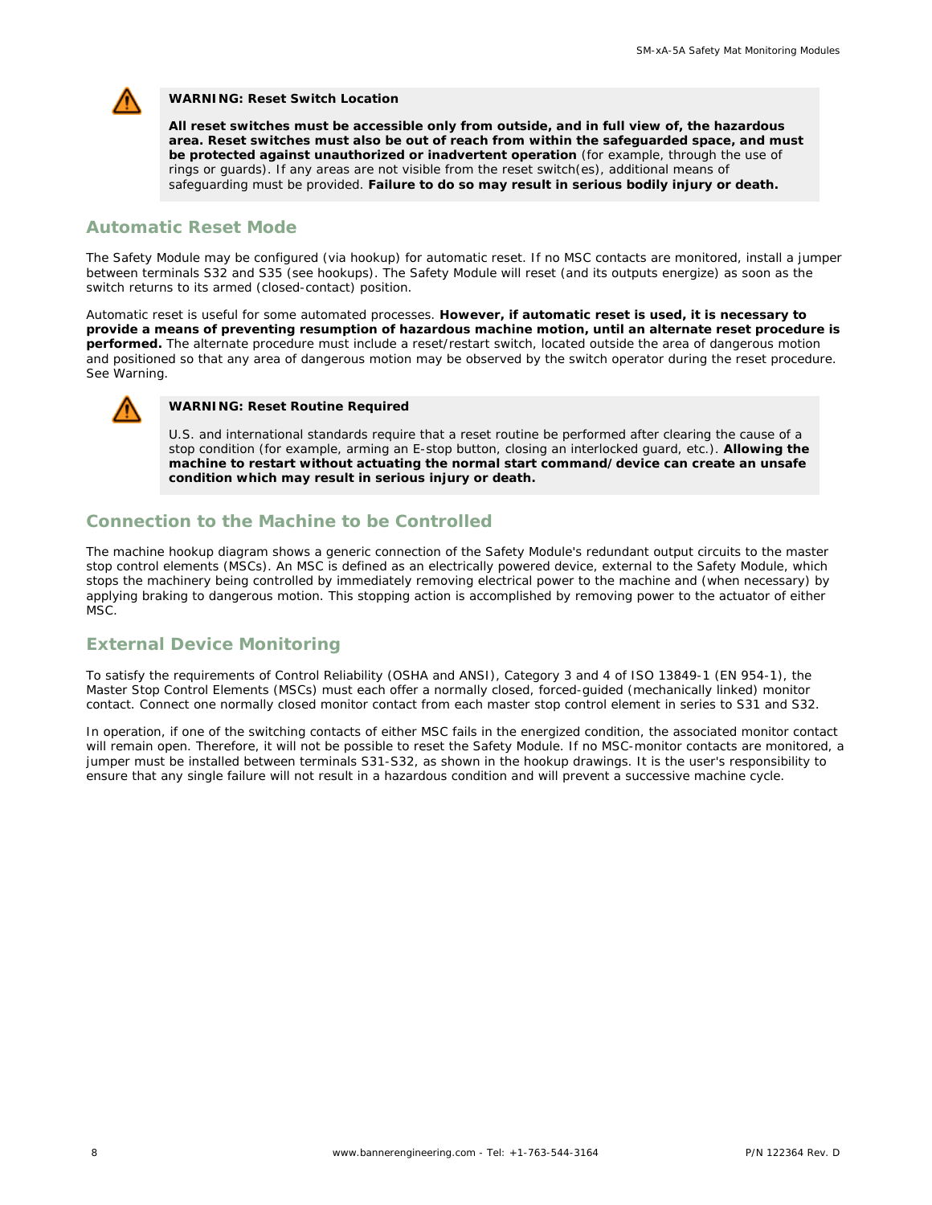**WARNING: Reset Switch Location**

**All reset switches must be accessible only from outside, and in full view of, the hazardous area. Reset switches must also be out of reach from within the safeguarded space, and must be protected against unauthorized or inadvertent operation** (for example, through the use of rings or guards). If any areas are not visible from the reset switch(es), additional means of safeguarding must be provided. **Failure to do so may result in serious bodily injury or death.**

## Automatic Reset Mode

The Safety Module may be configured (via hookup) for automatic reset. If no MSC contacts are monitored, install a jumper between terminals S32 and S35 (see hookups). The Safety Module will reset (and its outputs energize) as soon as the switch returns to its armed (closed-contact) position.

Automatic reset is useful for some automated processes. **However, if automatic reset is used, it is necessary to provide a means of preventing resumption of hazardous machine motion, until an alternate reset procedure is performed.** The alternate procedure must include a reset/restart switch, located outside the area of dangerous motion and positioned so that any area of dangerous motion may be observed by the switch operator during the reset procedure. See Warning.

**WARNING: Reset Routine Required**

U.S. and international standards require that a reset routine be performed after clearing the cause of a stop condition (for example, arming an E-stop button, closing an interlocked guard, etc.). **Allowing the machine to restart without actuating the normal start command/device can create an unsafe condition which may result in serious injury or death.**

## Connection to the Machine to be Controlled

The machine hookup diagram shows a generic connection of the Safety Module's redundant output circuits to the master stop control elements (MSCs). An MSC is defined as an electrically powered device, external to the Safety Module, which stops the machinery being controlled by immediately removing electrical power to the machine and (when necessary) by applying braking to dangerous motion. This stopping action is accomplished by removing power to the actuator of either MSC.

## External Device Monitoring

To satisfy the requirements of Control Reliability (OSHA and ANSI), Category 3 and 4 of ISO 13849-1 (EN 954-1), the Master Stop Control Elements (MSCs) must each offer a normally closed, forced-guided (mechanically linked) monitor contact. Connect one normally closed monitor contact from each master stop control element in series to S31 and S32.

In operation, if one of the switching contacts of either MSC fails in the energized condition, the associated monitor contact will remain open. Therefore, it will not be possible to reset the Safety Module. If no MSC-monitor contacts are monitored, a jumper must be installed between terminals S31-S32, as shown in the hookup drawings. It is the user's responsibility to ensure that any single failure will not result in a hazardous condition and will prevent a successive machine cycle.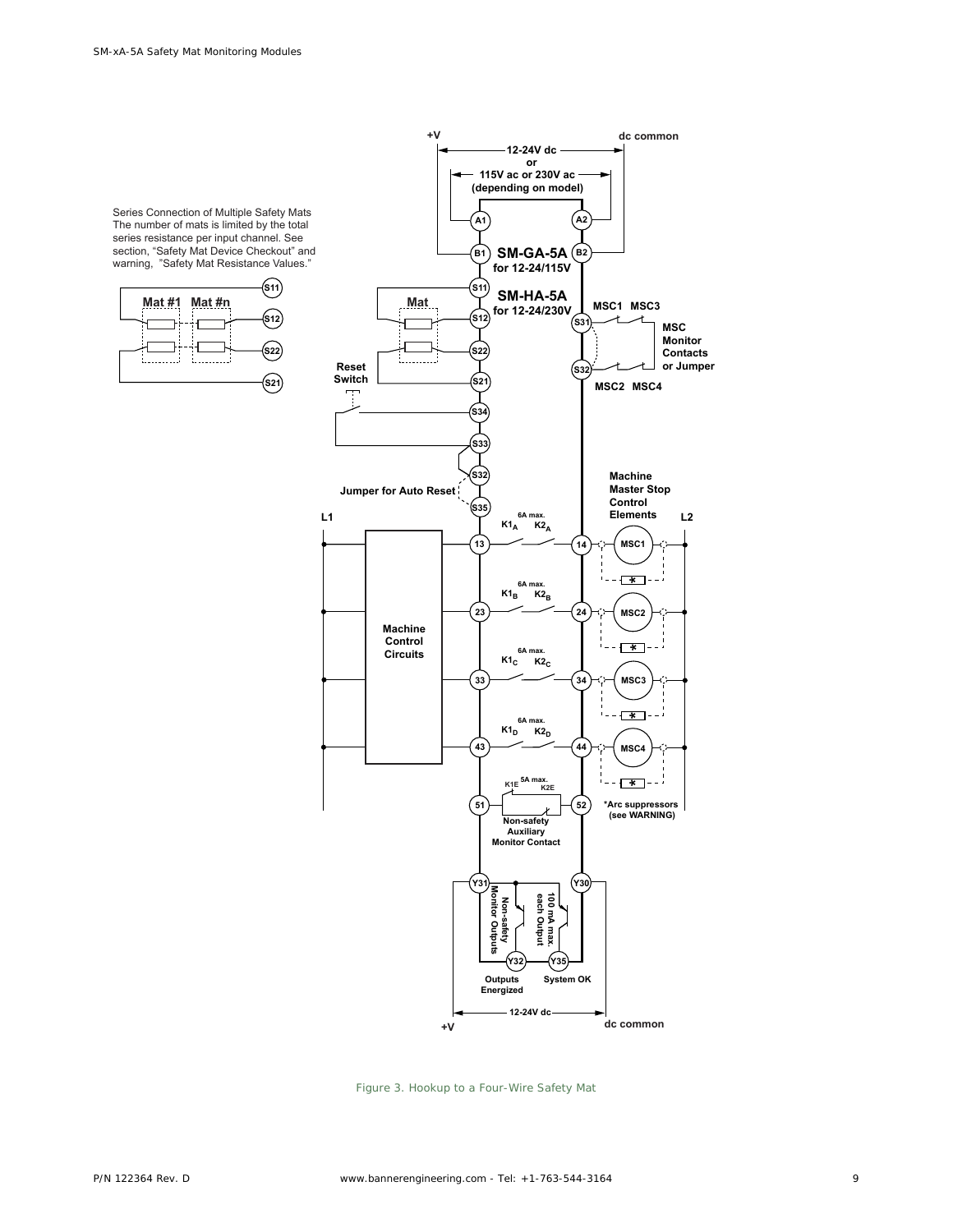Series Connection of Multiple Safety Mats
The number of mats is limited by the total series resistance per input channel. See section, "Safety Mat Device Checkout" and warning, "Safety Mat Resistance Values."

Mat #1 Mat #n

S11 S12 S22 S21

+V dc common

12-24V dc
or
115V ac or 230V ac
(depending on model)

A1 A2

B1 **SM-GA-5A** B2
**for 12-24/115V**

**SM-HA-5A**
**for 12-24/230V**

Mat

S11 S12 S22 S21

Reset Switch

S34 S33 S32 S35

Jumper for Auto Reset

S31 S32

MSC1 MSC3

MSC Monitor Contacts or Jumper

MSC2 MSC4

Machine Master Stop Control Elements

L1 L2

Machine Control Circuits

6A max.

$K1_A$ $K2_A$ 13 14 MSC1

$K1_B$ $K2_B$ 23 24 MSC2

$K1_C$ $K2_C$ 33 34 MSC3

$K1_D$ $K2_D$ 43 44 MSC4

5A max.

K1E K2E 51 52

Non-safety Auxiliary Monitor Contact

*Arc suppressors (see WARNING)

Y31 Y30

Non-safety Monitor Outputs

100 mA max. each Output

Y32 Y35

Outputs Energized

System OK

12-24V dc

+V dc common

Figure 3. Hookup to a Four-Wire Safety Mat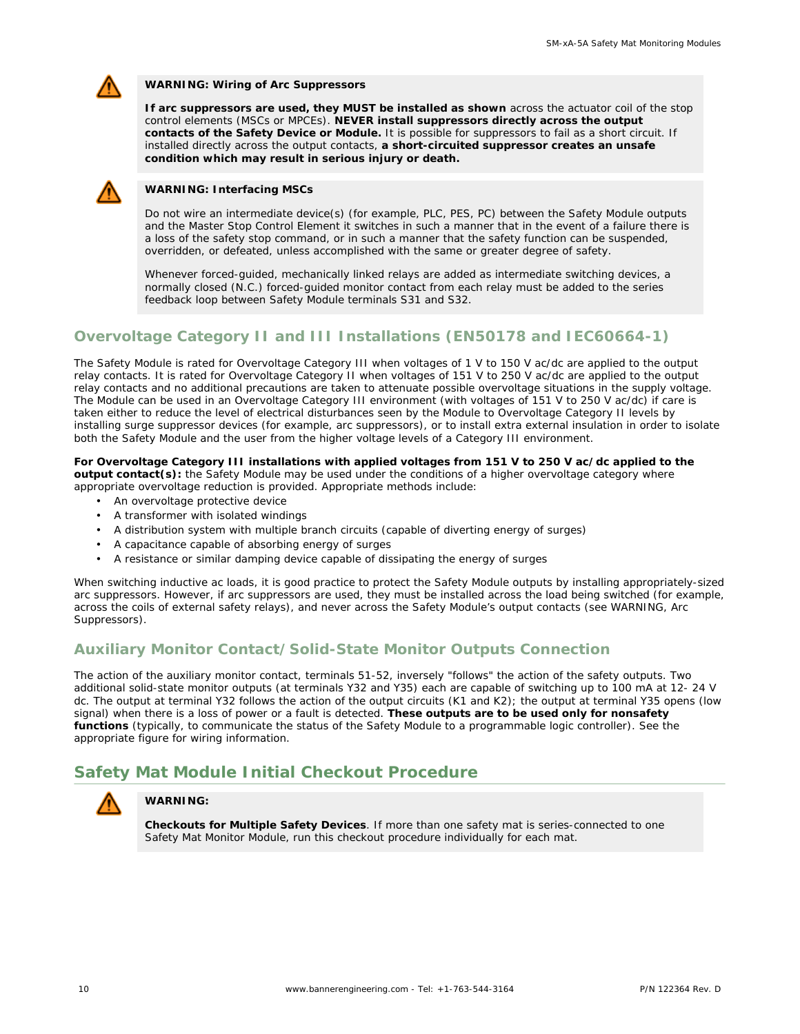**WARNING: Wiring of Arc Suppressors**

**If arc suppressors are used, they MUST be installed as shown** across the actuator coil of the stop control elements (MSCs or MPCEs). **NEVER install suppressors directly across the output contacts of the Safety Device or Module.** It is possible for suppressors to fail as a short circuit. If installed directly across the output contacts, **a short-circuited suppressor creates an unsafe condition which may result in serious injury or death.**

**WARNING: Interfacing MSCs**

Do not wire an intermediate device(s) (for example, PLC, PES, PC) between the Safety Module outputs and the Master Stop Control Element it switches in such a manner that in the event of a failure there is a loss of the safety stop command, or in such a manner that the safety function can be suspended, overridden, or defeated, unless accomplished with the same or greater degree of safety.

Whenever forced-guided, mechanically linked relays are added as intermediate switching devices, a normally closed (N.C.) forced-guided monitor contact from each relay must be added to the series feedback loop between Safety Module terminals S31 and S32.

## Overvoltage Category II and III Installations (EN50178 and IEC60664-1)

The Safety Module is rated for Overvoltage Category III when voltages of 1 V to 150 V ac/dc are applied to the output relay contacts. It is rated for Overvoltage Category II when voltages of 151 V to 250 V ac/dc are applied to the output relay contacts and no additional precautions are taken to attenuate possible overvoltage situations in the supply voltage. The Module can be used in an Overvoltage Category III environment (with voltages of 151 V to 250 V ac/dc) if care is taken either to reduce the level of electrical disturbances seen by the Module to Overvoltage Category II levels by installing surge suppressor devices (for example, arc suppressors), or to install extra external insulation in order to isolate both the Safety Module and the user from the higher voltage levels of a Category III environment.

**For Overvoltage Category III installations with applied voltages from 151 V to 250 V ac/dc applied to the output contact(s):** the Safety Module may be used under the conditions of a higher overvoltage category where appropriate overvoltage reduction is provided. Appropriate methods include:

- An overvoltage protective device
- A transformer with isolated windings
- A distribution system with multiple branch circuits (capable of diverting energy of surges)
- A capacitance capable of absorbing energy of surges
- A resistance or similar damping device capable of dissipating the energy of surges

When switching inductive ac loads, it is good practice to protect the Safety Module outputs by installing appropriately-sized arc suppressors. However, if arc suppressors are used, they must be installed across the load being switched (for example, across the coils of external safety relays), and never across the Safety Module's output contacts (see WARNING, Arc Suppressors).

## Auxiliary Monitor Contact/Solid-State Monitor Outputs Connection

The action of the auxiliary monitor contact, terminals 51-52, inversely "follows" the action of the safety outputs. Two additional solid-state monitor outputs (at terminals Y32 and Y35) each are capable of switching up to 100 mA at 12- 24 V dc. The output at terminal Y32 follows the action of the output circuits (K1 and K2); the output at terminal Y35 opens (low signal) when there is a loss of power or a fault is detected. **These outputs are to be used only for nonsafety functions** (typically, to communicate the status of the Safety Module to a programmable logic controller). See the appropriate figure for wiring information.

# Safety Mat Module Initial Checkout Procedure

**WARNING:**

**Checkouts for Multiple Safety Devices**. If more than one safety mat is series-connected to one Safety Mat Monitor Module, run this checkout procedure individually for each mat.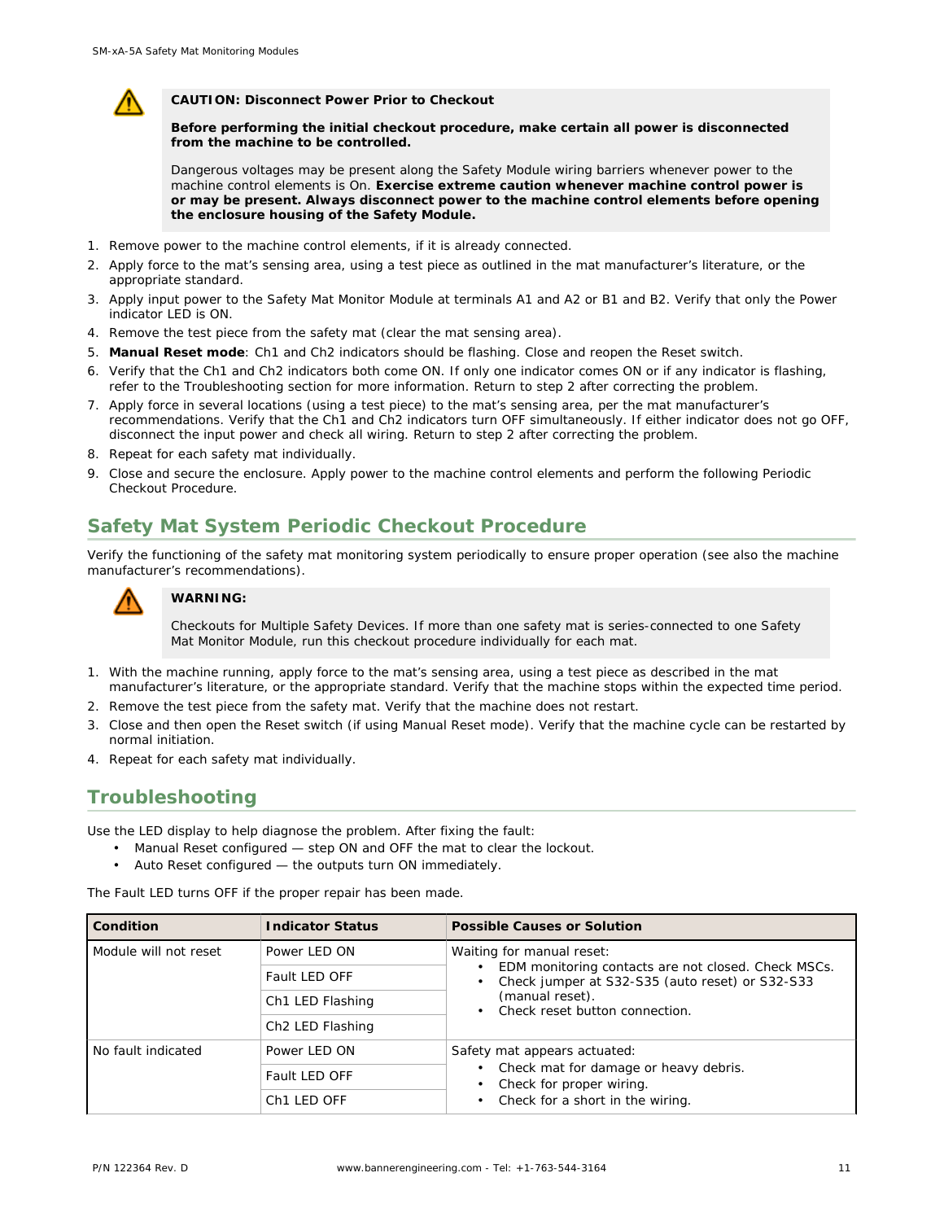**CAUTION: Disconnect Power Prior to Checkout**

**Before performing the initial checkout procedure, make certain all power is disconnected from the machine to be controlled.**

Dangerous voltages may be present along the Safety Module wiring barriers whenever power to the machine control elements is On. **Exercise extreme caution whenever machine control power is or may be present. Always disconnect power to the machine control elements before opening the enclosure housing of the Safety Module.**

1. Remove power to the machine control elements, if it is already connected.
2. Apply force to the mat's sensing area, using a test piece as outlined in the mat manufacturer's literature, or the appropriate standard.
3. Apply input power to the Safety Mat Monitor Module at terminals A1 and A2 or B1 and B2. Verify that only the Power indicator LED is ON.
4. Remove the test piece from the safety mat (clear the mat sensing area).
5. **Manual Reset mode**: Ch1 and Ch2 indicators should be flashing. Close and reopen the Reset switch.
6. Verify that the Ch1 and Ch2 indicators both come ON. If only one indicator comes ON or if any indicator is flashing, refer to the Troubleshooting section for more information. Return to step 2 after correcting the problem.
7. Apply force in several locations (using a test piece) to the mat's sensing area, per the mat manufacturer's recommendations. Verify that the Ch1 and Ch2 indicators turn OFF simultaneously. If either indicator does not go OFF, disconnect the input power and check all wiring. Return to step 2 after correcting the problem.
8. Repeat for each safety mat individually.
9. Close and secure the enclosure. Apply power to the machine control elements and perform the following Periodic Checkout Procedure.

## Safety Mat System Periodic Checkout Procedure

Verify the functioning of the safety mat monitoring system periodically to ensure proper operation (see also the machine manufacturer's recommendations).

**WARNING:**

Checkouts for Multiple Safety Devices. If more than one safety mat is series-connected to one Safety Mat Monitor Module, run this checkout procedure individually for each mat.

1. With the machine running, apply force to the mat's sensing area, using a test piece as described in the mat manufacturer's literature, or the appropriate standard. Verify that the machine stops within the expected time period.
2. Remove the test piece from the safety mat. Verify that the machine does not restart.
3. Close and then open the Reset switch (if using Manual Reset mode). Verify that the machine cycle can be restarted by normal initiation.
4. Repeat for each safety mat individually.

## Troubleshooting

Use the LED display to help diagnose the problem. After fixing the fault:

- Manual Reset configured — step ON and OFF the mat to clear the lockout.
- Auto Reset configured — the outputs turn ON immediately.

The Fault LED turns OFF if the proper repair has been made.

| Condition | Indicator Status | Possible Causes or Solution |
|---|---|---|
| Module will not reset | Power LED ON | Waiting for manual reset: • EDM monitoring contacts are not closed. Check MSCs. • Check jumper at S32-S35 (auto reset) or S32-S33 (manual reset). • Check reset button connection. |
| | Fault LED OFF | |
| | Ch1 LED Flashing | |
| | Ch2 LED Flashing | |
| No fault indicated | Power LED ON | Safety mat appears actuated: • Check mat for damage or heavy debris. • Check for proper wiring. • Check for a short in the wiring. |
| | Fault LED OFF | |
| | Ch1 LED OFF | |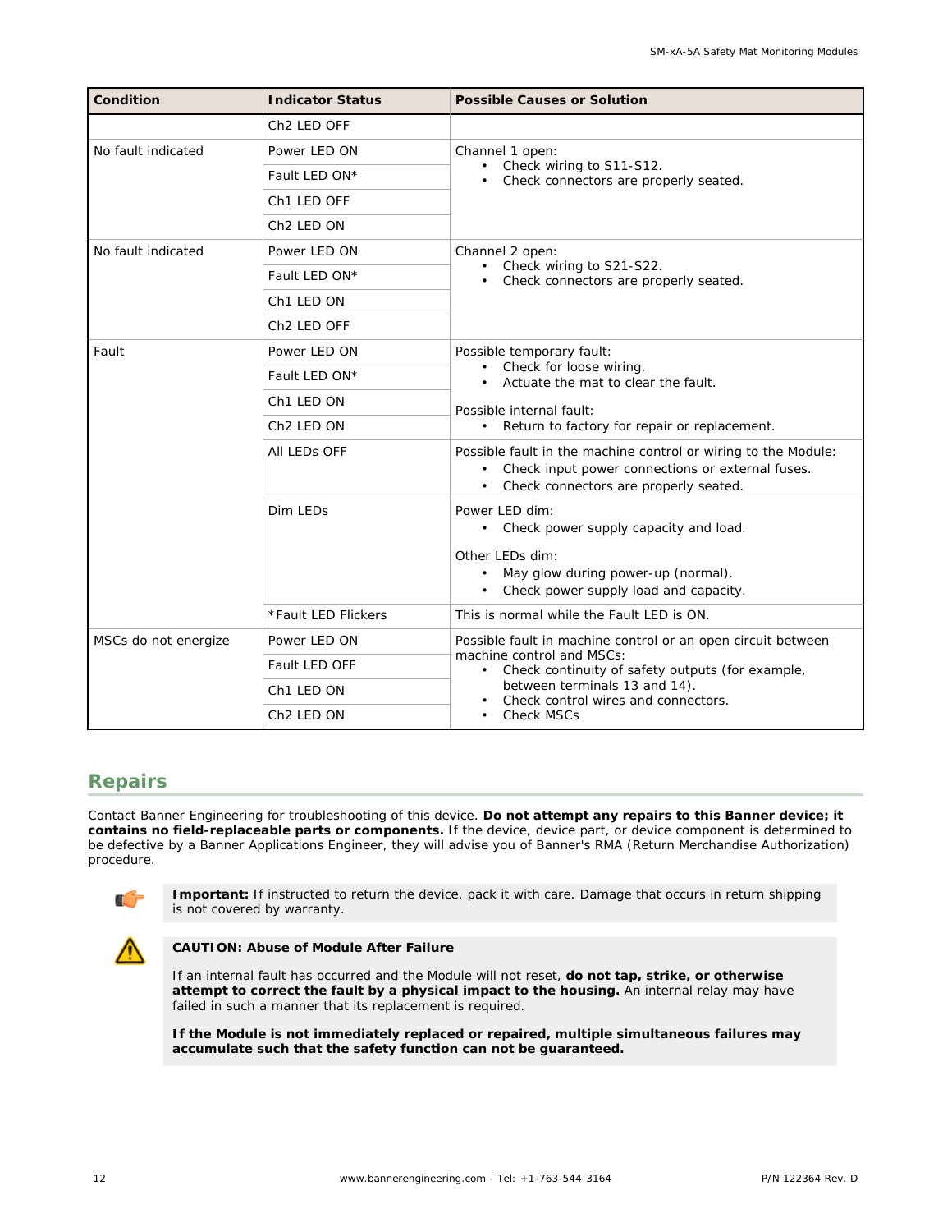| Condition | Indicator Status | Possible Causes or Solution |
|---|---|---|
| | Ch2 LED OFF | |
| No fault indicated | Power LED ON | Channel 1 open:<br>• Check wiring to S11-S12.<br>• Check connectors are properly seated. |
| | Fault LED ON* | |
| | Ch1 LED OFF | |
| | Ch2 LED ON | |
| No fault indicated | Power LED ON | Channel 2 open:<br>• Check wiring to S21-S22.<br>• Check connectors are properly seated. |
| | Fault LED ON* | |
| | Ch1 LED ON | |
| | Ch2 LED OFF | |
| Fault | Power LED ON | Possible temporary fault:<br>• Check for loose wiring.<br>• Actuate the mat to clear the fault.<br><br>Possible internal fault:<br>• Return to factory for repair or replacement. |
| | Fault LED ON* | |
| | Ch1 LED ON | |
| | Ch2 LED ON | |
| | All LEDs OFF | Possible fault in the machine control or wiring to the Module:<br>• Check input power connections or external fuses.<br>• Check connectors are properly seated. |
| | Dim LEDs | Power LED dim:<br>• Check power supply capacity and load.<br><br>Other LEDs dim:<br>• May glow during power-up (normal).<br>• Check power supply load and capacity. |
| | *Fault LED Flickers | This is normal while the Fault LED is ON. |
| MSCs do not energize | Power LED ON | Possible fault in machine control or an open circuit between machine control and MSCs:<br>• Check continuity of safety outputs (for example, between terminals 13 and 14).<br>• Check control wires and connectors.<br>• Check MSCs |
| | Fault LED OFF | |
| | Ch1 LED ON | |
| | Ch2 LED ON | |

## Repairs

Contact Banner Engineering for troubleshooting of this device. **Do not attempt any repairs to this Banner device; it contains no field-replaceable parts or components.** If the device, device part, or device component is determined to be defective by a Banner Applications Engineer, they will advise you of Banner's RMA (Return Merchandise Authorization) procedure.

**Important:** If instructed to return the device, pack it with care. Damage that occurs in return shipping is not covered by warranty.

**CAUTION: Abuse of Module After Failure**

If an internal fault has occurred and the Module will not reset, **do not tap, strike, or otherwise attempt to correct the fault by a physical impact to the housing.** An internal relay may have failed in such a manner that its replacement is required.

**If the Module is not immediately replaced or repaired, multiple simultaneous failures may accumulate such that the safety function can not be guaranteed.**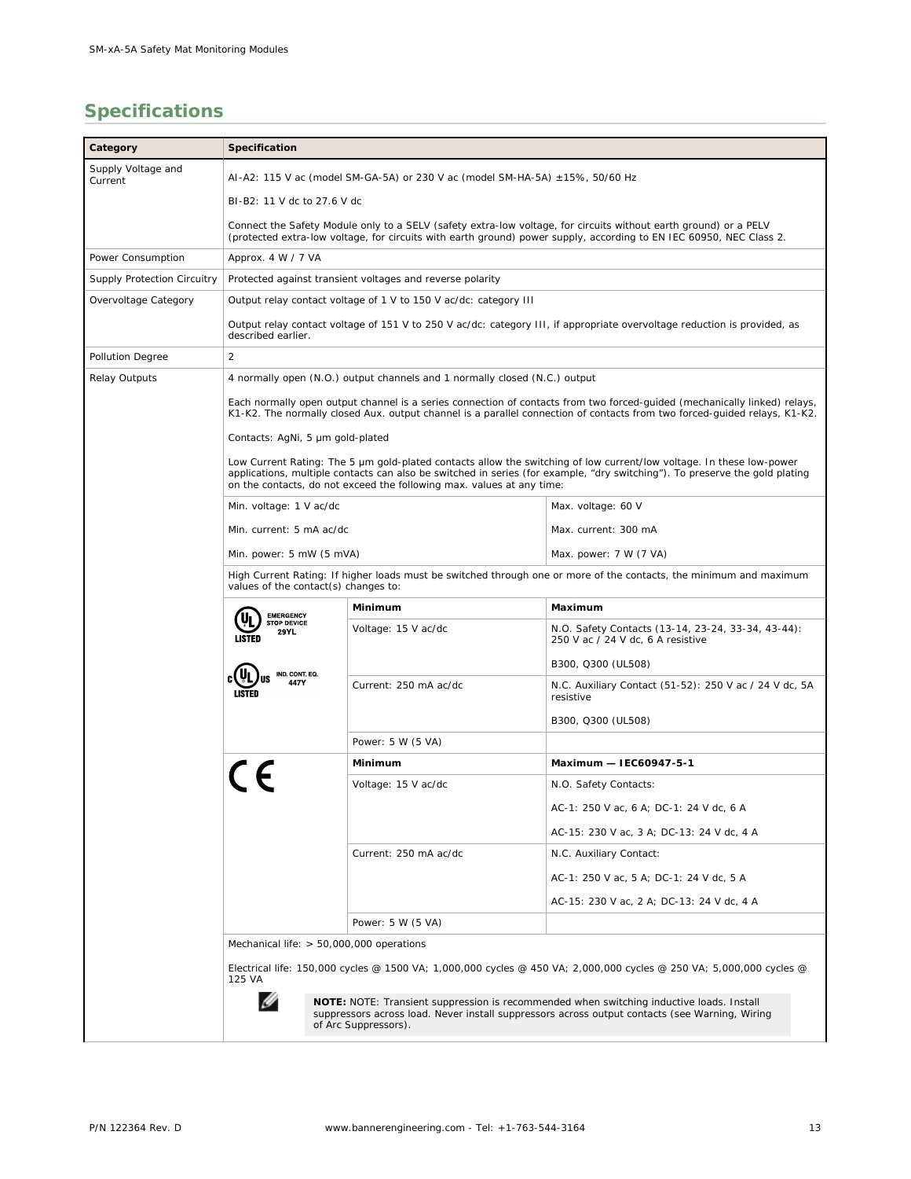## Specifications

| Category | Specification | | |
|---|---|---|---|
| Supply Voltage and Current | AI-A2: 115 V ac (model SM-GA-5A) or 230 V ac (model SM-HA-5A) ±15%, 50/60 Hz<br><br>BI-B2: 11 V dc to 27.6 V dc<br><br>Connect the Safety Module only to a SELV (safety extra-low voltage, for circuits without earth ground) or a PELV (protected extra-low voltage, for circuits with earth ground) power supply, according to EN IEC 60950, NEC Class 2. | | |
| Power Consumption | Approx. 4 W / 7 VA | | |
| Supply Protection Circuitry | Protected against transient voltages and reverse polarity | | |
| Overvoltage Category | Output relay contact voltage of 1 V to 150 V ac/dc: category III<br><br>Output relay contact voltage of 151 V to 250 V ac/dc: category III, if appropriate overvoltage reduction is provided, as described earlier. | | |
| Pollution Degree | 2 | | |
| Relay Outputs | 4 normally open (N.O.) output channels and 1 normally closed (N.C.) output<br><br>Each normally open output channel is a series connection of contacts from two forced-guided (mechanically linked) relays, K1-K2. The normally closed Aux. output channel is a parallel connection of contacts from two forced-guided relays, K1-K2.<br><br>Contacts: AgNi, 5 µm gold-plated<br><br>Low Current Rating: The 5 µm gold-plated contacts allow the switching of low current/low voltage. In these low-power applications, multiple contacts can also be switched in series (for example, "dry switching"). To preserve the gold plating on the contacts, do not exceed the following max. values at any time: | | |
| | Min. voltage: 1 V ac/dc | | Max. voltage: 60 V |
| | Min. current: 5 mA ac/dc | | Max. current: 300 mA |
| | Min. power: 5 mW (5 mVA) | | Max. power: 7 W (7 VA) |
| | High Current Rating: If higher loads must be switched through one or more of the contacts, the minimum and maximum values of the contact(s) changes to: | | |
| | UL LISTED EMERGENCY STOP DEVICE 29YL; c UL us LISTED IND. CONT. EQ. 447Y | **Minimum** | **Maximum** |
| | | Voltage: 15 V ac/dc | N.O. Safety Contacts (13-14, 23-24, 33-34, 43-44): 250 V ac / 24 V dc, 6 A resistive<br><br>B300, Q300 (UL508) |
| | | Current: 250 mA ac/dc | N.C. Auxiliary Contact (51-52): 250 V ac / 24 V dc, 5A resistive<br><br>B300, Q300 (UL508) |
| | | Power: 5 W (5 VA) | |
| | CE | **Minimum** | **Maximum — IEC60947-5-1** |
| | | Voltage: 15 V ac/dc | N.O. Safety Contacts:<br><br>AC-1: 250 V ac, 6 A; DC-1: 24 V dc, 6 A<br><br>AC-15: 230 V ac, 3 A; DC-13: 24 V dc, 4 A |
| | | Current: 250 mA ac/dc | N.C. Auxiliary Contact:<br><br>AC-1: 250 V ac, 5 A; DC-1: 24 V dc, 5 A<br><br>AC-15: 230 V ac, 2 A; DC-13: 24 V dc, 4 A |
| | | Power: 5 W (5 VA) | |
| | Mechanical life: > 50,000,000 operations<br><br>Electrical life: 150,000 cycles @ 1500 VA; 1,000,000 cycles @ 450 VA; 2,000,000 cycles @ 250 VA; 5,000,000 cycles @ 125 VA<br><br>**NOTE:** NOTE: Transient suppression is recommended when switching inductive loads. Install suppressors across load. Never install suppressors across output contacts (see Warning, Wiring of Arc Suppressors). | | |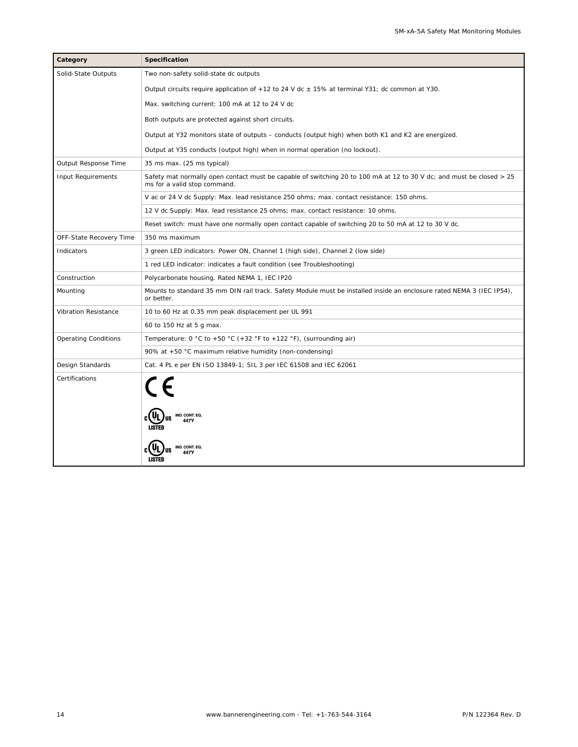| Category | Specification |
| --- | --- |
| Solid-State Outputs | Two non-safety solid-state dc outputs |
| | Output circuits require application of +12 to 24 V dc ± 15% at terminal Y31; dc common at Y30. |
| | Max. switching current: 100 mA at 12 to 24 V dc |
| | Both outputs are protected against short circuits. |
| | Output at Y32 monitors state of outputs – conducts (output high) when both K1 and K2 are energized. |
| | Output at Y35 conducts (output high) when in normal operation (no lockout). |
| Output Response Time | 35 ms max. (25 ms typical) |
| Input Requirements | Safety mat normally open contact must be capable of switching 20 to 100 mA at 12 to 30 V dc; and must be closed > 25 ms for a valid stop command. |
| | V ac or 24 V dc Supply: Max. lead resistance 250 ohms; max. contact resistance: 150 ohms. |
| | 12 V dc Supply: Max. lead resistance 25 ohms; max. contact resistance: 10 ohms. |
| | Reset switch: must have one normally open contact capable of switching 20 to 50 mA at 12 to 30 V dc. |
| OFF-State Recovery Time | 350 ms maximum |
| Indicators | 3 green LED indicators: Power ON, Channel 1 (high side), Channel 2 (low side) |
| | 1 red LED indicator: indicates a fault condition (see Troubleshooting) |
| Construction | Polycarbonate housing. Rated NEMA 1, IEC IP20 |
| Mounting | Mounts to standard 35 mm DIN rail track. Safety Module must be installed inside an enclosure rated NEMA 3 (IEC IP54), or better. |
| Vibration Resistance | 10 to 60 Hz at 0.35 mm peak displacement per UL 991 |
| | 60 to 150 Hz at 5 g max. |
| Operating Conditions | Temperature: 0 °C to +50 °C (+32 °F to +122 °F), (surrounding air) |
| | 90% at +50 °C maximum relative humidity (non-condensing) |
| Design Standards | Cat. 4 PL e per EN ISO 13849-1; SIL 3 per IEC 61508 and IEC 62061 |
| Certifications | CE<br>c UL us LISTED IND. CONT. EQ. 447Y<br>c UL us LISTED IND. CONT. EQ. 447Y |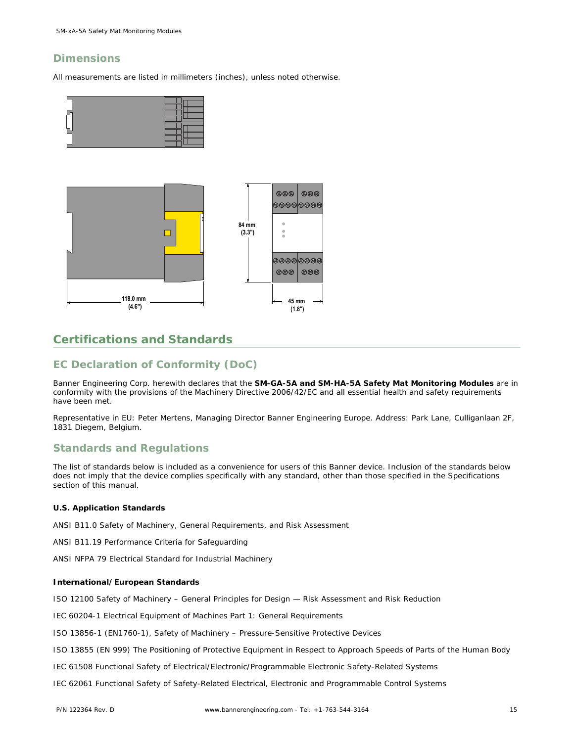## Dimensions

All measurements are listed in millimeters (inches), unless noted otherwise.

118.0 mm (4.6")

84 mm (3.3")

45 mm (1.8")

# Certifications and Standards

## EC Declaration of Conformity (DoC)

Banner Engineering Corp. herewith declares that the **SM-GA-5A and SM-HA-5A Safety Mat Monitoring Modules** are in conformity with the provisions of the Machinery Directive 2006/42/EC and all essential health and safety requirements have been met.

Representative in EU: Peter Mertens, Managing Director Banner Engineering Europe. Address: Park Lane, Culliganlaan 2F, 1831 Diegem, Belgium.

## Standards and Regulations

The list of standards below is included as a convenience for users of this Banner device. Inclusion of the standards below does not imply that the device complies specifically with any standard, other than those specified in the Specifications section of this manual.

**U.S. Application Standards**

ANSI B11.0 Safety of Machinery, General Requirements, and Risk Assessment

ANSI B11.19 Performance Criteria for Safeguarding

ANSI NFPA 79 Electrical Standard for Industrial Machinery

**International/European Standards**

ISO 12100 Safety of Machinery – General Principles for Design — Risk Assessment and Risk Reduction

IEC 60204-1 Electrical Equipment of Machines Part 1: General Requirements

ISO 13856-1 (EN1760-1), Safety of Machinery – Pressure-Sensitive Protective Devices

ISO 13855 (EN 999) The Positioning of Protective Equipment in Respect to Approach Speeds of Parts of the Human Body

IEC 61508 Functional Safety of Electrical/Electronic/Programmable Electronic Safety-Related Systems

IEC 62061 Functional Safety of Safety-Related Electrical, Electronic and Programmable Control Systems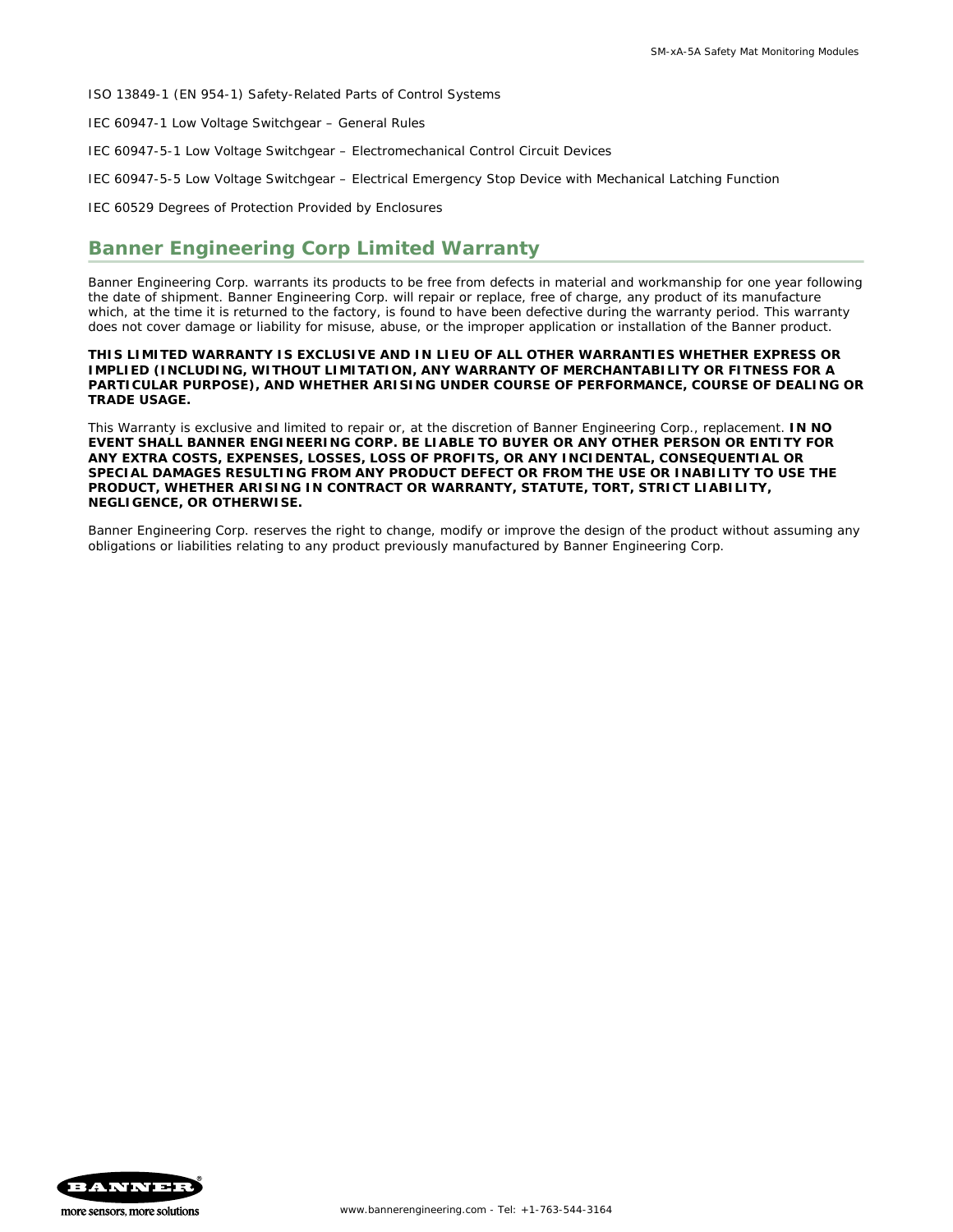ISO 13849-1 (EN 954-1) Safety-Related Parts of Control Systems

IEC 60947-1 Low Voltage Switchgear – General Rules

IEC 60947-5-1 Low Voltage Switchgear – Electromechanical Control Circuit Devices

IEC 60947-5-5 Low Voltage Switchgear – Electrical Emergency Stop Device with Mechanical Latching Function

IEC 60529 Degrees of Protection Provided by Enclosures

## Banner Engineering Corp Limited Warranty

Banner Engineering Corp. warrants its products to be free from defects in material and workmanship for one year following the date of shipment. Banner Engineering Corp. will repair or replace, free of charge, any product of its manufacture which, at the time it is returned to the factory, is found to have been defective during the warranty period. This warranty does not cover damage or liability for misuse, abuse, or the improper application or installation of the Banner product.

**THIS LIMITED WARRANTY IS EXCLUSIVE AND IN LIEU OF ALL OTHER WARRANTIES WHETHER EXPRESS OR IMPLIED (INCLUDING, WITHOUT LIMITATION, ANY WARRANTY OF MERCHANTABILITY OR FITNESS FOR A PARTICULAR PURPOSE), AND WHETHER ARISING UNDER COURSE OF PERFORMANCE, COURSE OF DEALING OR TRADE USAGE.**

This Warranty is exclusive and limited to repair or, at the discretion of Banner Engineering Corp., replacement. **IN NO EVENT SHALL BANNER ENGINEERING CORP. BE LIABLE TO BUYER OR ANY OTHER PERSON OR ENTITY FOR ANY EXTRA COSTS, EXPENSES, LOSSES, LOSS OF PROFITS, OR ANY INCIDENTAL, CONSEQUENTIAL OR SPECIAL DAMAGES RESULTING FROM ANY PRODUCT DEFECT OR FROM THE USE OR INABILITY TO USE THE PRODUCT, WHETHER ARISING IN CONTRACT OR WARRANTY, STATUTE, TORT, STRICT LIABILITY, NEGLIGENCE, OR OTHERWISE.**

Banner Engineering Corp. reserves the right to change, modify or improve the design of the product without assuming any obligations or liabilities relating to any product previously manufactured by Banner Engineering Corp.